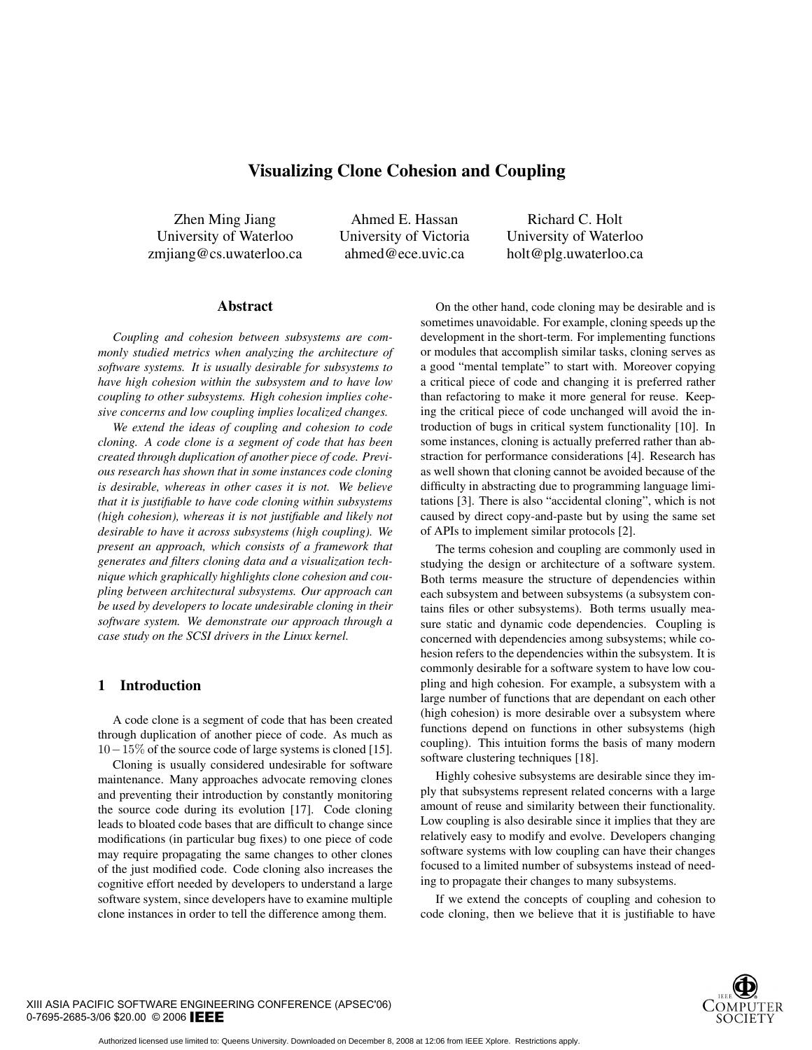# Visualizing Clone Cohesion and Coupling

Zhen Ming Jiang
University of Waterloo
zmjiang@cs.uwaterloo.ca

Ahmed E. Hassan
University of Victoria
ahmed@ece.uvic.ca

Richard C. Holt
University of Waterloo
holt@plg.uwaterloo.ca

## Abstract

*Coupling and cohesion between subsystems are commonly studied metrics when analyzing the architecture of software systems. It is usually desirable for subsystems to have high cohesion within the subsystem and to have low coupling to other subsystems. High cohesion implies cohesive concerns and low coupling implies localized changes.*

*We extend the ideas of coupling and cohesion to code cloning. A code clone is a segment of code that has been created through duplication of another piece of code. Previous research has shown that in some instances code cloning is desirable, whereas in other cases it is not. We believe that it is justifiable to have code cloning within subsystems (high cohesion), whereas it is not justifiable and likely not desirable to have it across subsystems (high coupling). We present an approach, which consists of a framework that generates and filters cloning data and a visualization technique which graphically highlights clone cohesion and coupling between architectural subsystems. Our approach can be used by developers to locate undesirable cloning in their software system. We demonstrate our approach through a case study on the SCSI drivers in the Linux kernel.*

## 1 Introduction

A code clone is a segment of code that has been created through duplication of another piece of code. As much as $10-15\%$ of the source code of large systems is cloned [15].

Cloning is usually considered undesirable for software maintenance. Many approaches advocate removing clones and preventing their introduction by constantly monitoring the source code during its evolution [17]. Code cloning leads to bloated code bases that are difficult to change since modifications (in particular bug fixes) to one piece of code may require propagating the same changes to other clones of the just modified code. Code cloning also increases the cognitive effort needed by developers to understand a large software system, since developers have to examine multiple clone instances in order to tell the difference among them.

On the other hand, code cloning may be desirable and is sometimes unavoidable. For example, cloning speeds up the development in the short-term. For implementing functions or modules that accomplish similar tasks, cloning serves as a good "mental template" to start with. Moreover copying a critical piece of code and changing it is preferred rather than refactoring to make it more general for reuse. Keeping the critical piece of code unchanged will avoid the introduction of bugs in critical system functionality [10]. In some instances, cloning is actually preferred rather than abstraction for performance considerations [4]. Research has as well shown that cloning cannot be avoided because of the difficulty in abstracting due to programming language limitations [3]. There is also "accidental cloning", which is not caused by direct copy-and-paste but by using the same set of APIs to implement similar protocols [2].

The terms cohesion and coupling are commonly used in studying the design or architecture of a software system. Both terms measure the structure of dependencies within each subsystem and between subsystems (a subsystem contains files or other subsystems). Both terms usually measure static and dynamic code dependencies. Coupling is concerned with dependencies among subsystems; while cohesion refers to the dependencies within the subsystem. It is commonly desirable for a software system to have low coupling and high cohesion. For example, a subsystem with a large number of functions that are dependant on each other (high cohesion) is more desirable over a subsystem where functions depend on functions in other subsystems (high coupling). This intuition forms the basis of many modern software clustering techniques [18].

Highly cohesive subsystems are desirable since they imply that subsystems represent related concerns with a large amount of reuse and similarity between their functionality. Low coupling is also desirable since it implies that they are relatively easy to modify and evolve. Developers changing software systems with low coupling can have their changes focused to a limited number of subsystems instead of needing to propagate their changes to many subsystems.

If we extend the concepts of coupling and cohesion to code cloning, then we believe that it is justifiable to have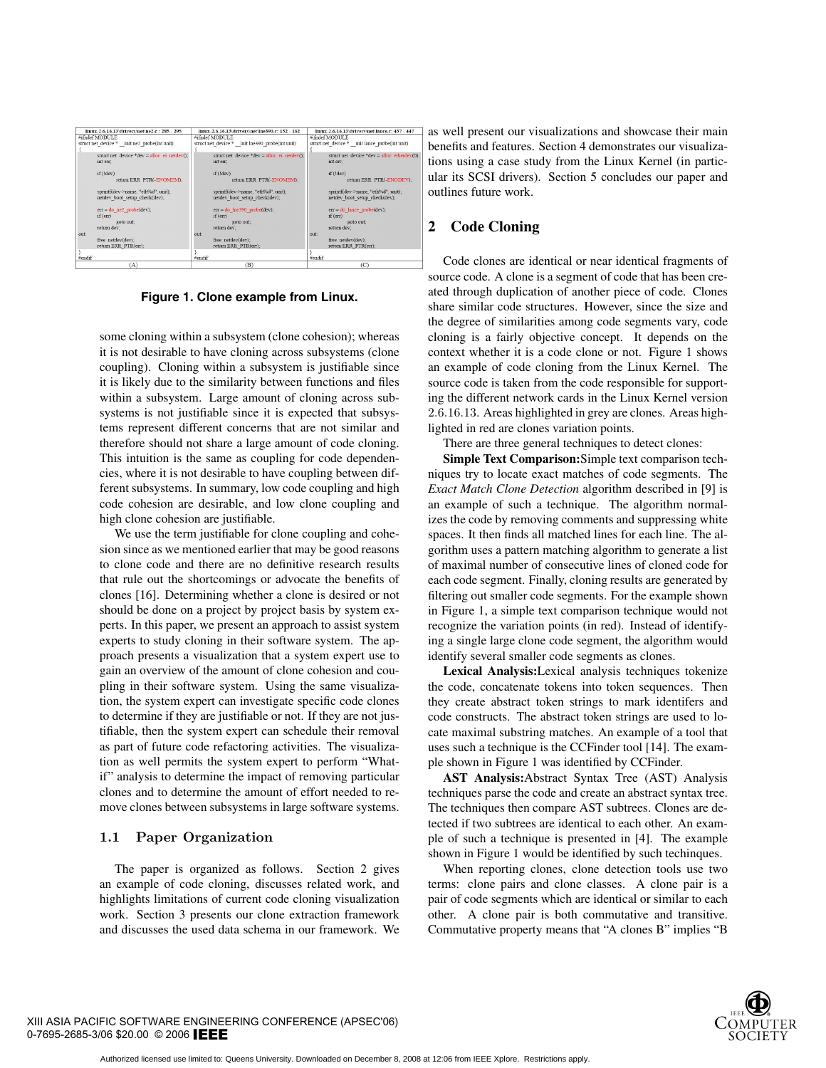```
linux-2.6.16.13\drivers\net\ne2.c : 285 - 295
#ifndef MODULE
struct net_device * __init ne2_probe(int unit)
{
        struct net_device *dev = alloc_ei_netdev();
        int err;

        if (!dev)
                return ERR_PTR(-ENOMEM);

        sprintf(dev->name, "eth%d", unit);
        netdev_boot_setup_check(dev);

        err = do_ne2_probe(dev);
        if (err)
                goto out;
        return dev;
out:
        free_netdev(dev);
        return ERR_PTR(err);
}
#endif
```
(A)

```
linux-2.6.16.13\drivers\net\lne390.c : 152 - 162
#ifndef MODULE
struct net_device * __init lne390_probe(int unit)
{
        struct net_device *dev = alloc_ei_netdev();
        int err;

        if (!dev)
                return ERR_PTR(-ENOMEM);

        sprintf(dev->name, "eth%d", unit);
        netdev_boot_setup_check(dev);

        err = do_lne390_probe(dev);
        if (err)
                goto out;
        return dev;
out:
        free_netdev(dev);
        return ERR_PTR(err);
}
#endif
```
(B)

```
linux-2.6.16.13\drivers\net\lance.c : 437 - 447
#ifndef MODULE
struct net_device * __init lance_probe(int unit)
{
        struct net_device *dev = alloc_etherdev(0);
        int err;

        if (!dev)
                return ERR_PTR(-ENODEV);

        sprintf(dev->name, "eth%d", unit);
        netdev_boot_setup_check(dev);

        err = do_lance_probe(dev);
        if (err)
                goto out;
        return dev;
out:
        free_netdev(dev);
        return ERR_PTR(err);
}
#endif
```
(C)

**Figure 1. Clone example from Linux.**

some cloning within a subsystem (clone cohesion); whereas it is not desirable to have cloning across subsystems (clone coupling). Cloning within a subsystem is justifiable since it is likely due to the similarity between functions and files within a subsystem. Large amount of cloning across subsystems is not justifiable since it is expected that subsystems represent different concerns that are not similar and therefore should not share a large amount of code cloning. This intuition is the same as coupling for code dependencies, where it is not desirable to have coupling between different subsystems. In summary, low code coupling and high code cohesion are desirable, and low clone coupling and high clone cohesion are justifiable.

We use the term justifiable for clone coupling and cohesion since as we mentioned earlier that may be good reasons to clone code and there are no definitive research results that rule out the shortcomings or advocate the benefits of clones [16]. Determining whether a clone is desired or not should be done on a project by project basis by system experts. In this paper, we present an approach to assist system experts to study cloning in their software system. The approach presents a visualization that a system expert use to gain an overview of the amount of clone cohesion and coupling in their software system. Using the same visualization, the system expert can investigate specific code clones to determine if they are justifiable or not. If they are not justifiable, then the system expert can schedule their removal as part of future code refactoring activities. The visualization as well permits the system expert to perform "What-if" analysis to determine the impact of removing particular clones and to determine the amount of effort needed to remove clones between subsystems in large software systems.

### 1.1 Paper Organization

The paper is organized as follows. Section 2 gives an example of code cloning, discusses related work, and highlights limitations of current code cloning visualization work. Section 3 presents our clone extraction framework and discusses the used data schema in our framework. We as well present our visualizations and showcase their main benefits and features. Section 4 demonstrates our visualizations using a case study from the Linux Kernel (in particular its SCSI drivers). Section 5 concludes our paper and outlines future work.

## 2 Code Cloning

Code clones are identical or near identical fragments of source code. A clone is a segment of code that has been created through duplication of another piece of code. Clones share similar code structures. However, since the size and the degree of similarities among code segments vary, code cloning is a fairly objective concept. It depends on the context whether it is a code clone or not. Figure 1 shows an example of code cloning from the Linux Kernel. The source code is taken from the code responsible for supporting the different network cards in the Linux Kernel version 2.6.16.13. Areas highlighted in grey are clones. Areas highlighted in red are clones variation points.

There are three general techniques to detect clones:

**Simple Text Comparison:**Simple text comparison techniques try to locate exact matches of code segments. The *Exact Match Clone Detection* algorithm described in [9] is an example of such a technique. The algorithm normalizes the code by removing comments and suppressing white spaces. It then finds all matched lines for each line. The algorithm uses a pattern matching algorithm to generate a list of maximal number of consecutive lines of cloned code for each code segment. Finally, cloning results are generated by filtering out smaller code segments. For the example shown in Figure 1, a simple text comparison technique would not recognize the variation points (in red). Instead of identifying a single large clone code segment, the algorithm would identify several smaller code segments as clones.

**Lexical Analysis:**Lexical analysis techniques tokenize the code, concatenate tokens into token sequences. Then they create abstract token strings to mark identifiers and code constructs. The abstract token strings are used to locate maximal substring matches. An example of a tool that uses such a technique is the CCFinder tool [14]. The example shown in Figure 1 was identified by CCFinder.

**AST Analysis:**Abstract Syntax Tree (AST) Analysis techniques parse the code and create an abstract syntax tree. The techniques then compare AST subtrees. Clones are detected if two subtrees are identical to each other. An example of such a technique is presented in [4]. The example shown in Figure 1 would be identified by such techinques.

When reporting clones, clone detection tools use two terms: clone pairs and clone classes. A clone pair is a pair of code segments which are identical or similar to each other. A clone pair is both commutative and transitive. Commutative property means that "A clones B" implies "B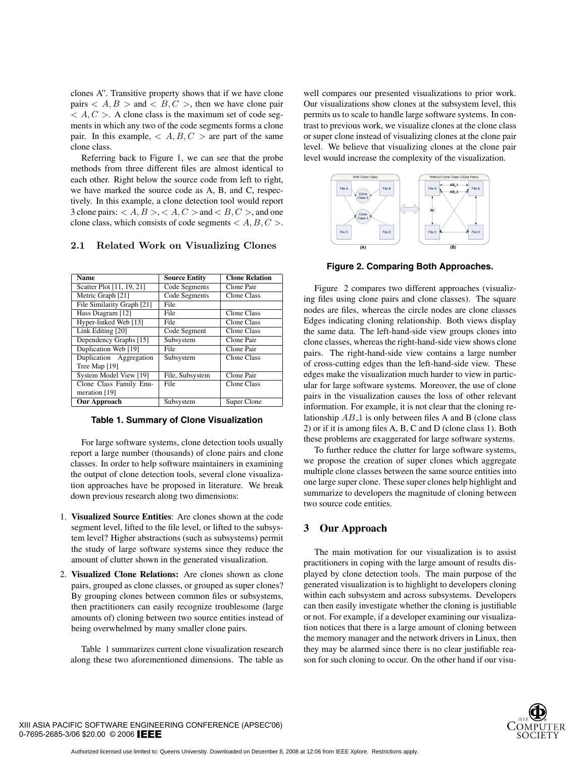clones A". Transitive property shows that if we have clone pairs $< A, B >$ and $< B, C >$, then we have clone pair $< A, C >$. A clone class is the maximum set of code segments in which any two of the code segments forms a clone pair. In this example, $< A, B, C >$ are part of the same clone class.

Referring back to Figure 1, we can see that the probe methods from three different files are almost identical to each other. Right below the source code from left to right, we have marked the source code as A, B, and C, respectively. In this example, a clone detection tool would report 3 clone pairs: $< A, B >$, $< A, C >$ and $< B, C >$, and one clone class, which consists of code segments $< A, B, C >$.

### 2.1 Related Work on Visualizing Clones

| Name | Source Entity | Clone Relation |
|---|---|---|
| Scatter Plot [11, 19, 21] | Code Segments | Clone Pair |
| Metric Graph [21] | Code Segments | Clone Class |
| File Similarity Graph [21] | File | |
| Hass Diagram [12] | File | Clone Class |
| Hyper-linked Web [13] | File | Clone Class |
| Link Editing [20] | Code Segment | Clone Class |
| Dependency Graphs [15] | Subsystem | Clone Pair |
| Duplication Web [19] | File | Clone Pair |
| Duplication Aggregation Tree Map [19] | Subsystem | Clone Class |
| System Model View [19] | File, Subsystem | Clone Pair |
| Clone Class Family Enumeration [19] | File | Clone Class |
| **Our Approach** | Subsystem | Super Clone |

**Table 1. Summary of Clone Visualization**

For large software systems, clone detection tools usually report a large number (thousands) of clone pairs and clone classes. In order to help software maintainers in examining the output of clone detection tools, several clone visualization approaches have be proposed in literature. We break down previous research along two dimensions:

1. **Visualized Source Entities**: Are clones shown at the code segment level, lifted to the file level, or lifted to the subsystem level? Higher abstractions (such as subsystems) permit the study of large software systems since they reduce the amount of clutter shown in the generated visualization.
2. **Visualized Clone Relations:** Are clones shown as clone pairs, grouped as clone classes, or grouped as super clones? By grouping clones between common files or subsystems, then practitioners can easily recognize troublesome (large amounts of) cloning between two source entities instead of being overwhelmed by many smaller clone pairs.

Table 1 summarizes current clone visualization research along these two aforementioned dimensions. The table as well compares our presented visualizations to prior work. Our visualizations show clones at the subsystem level, this permits us to scale to handle large software systems. In contrast to previous work, we visualize clones at the clone class or super clone instead of visualizing clones at the clone pair level. We believe that visualizing clones at the clone pair level would increase the complexity of the visualization.

With Clone Class
File A
File B
Clone Class 2
Clone Class 1
File C
File D
(A)

Without Clone Class (Clone Pairs)
File A
AB_1
AB_2
File B
AC
File C
File D
(B)

**Figure 2. Comparing Both Approaches.**

Figure 2 compares two different approaches (visualizing files using clone pairs and clone classes). The square nodes are files, whereas the circle nodes are clone classes Edges indicating cloning relationship. Both views display the same data. The left-hand-side view groups clones into clone classes, whereas the right-hand-side view shows clone pairs. The right-hand-side view contains a large number of cross-cutting edges than the left-hand-side view. These edges make the visualization much harder to view in particular for large software systems. Moreover, the use of clone pairs in the visualization causes the loss of other relevant information. For example, it is not clear that the cloning relationship $AB\_1$ is only between files A and B (clone class 2) or if it is among files A, B, C and D (clone class 1). Both these problems are exaggerated for large software systems.

To further reduce the clutter for large software systems, we propose the creation of super clones which aggregate multiple clone classes between the same source entities into one large super clone. These super clones help highlight and summarize to developers the magnitude of cloning between two source code entities.

## 3 Our Approach

The main motivation for our visualization is to assist practitioners in coping with the large amount of results displayed by clone detection tools. The main purpose of the generated visualization is to highlight to developers cloning within each subsystem and across subsystems. Developers can then easily investigate whether the cloning is justifiable or not. For example, if a developer examining our visualization notices that there is a large amount of cloning between the memory manager and the network drivers in Linux, then they may be alarmed since there is no clear justifiable reason for such cloning to occur. On the other hand if our visu-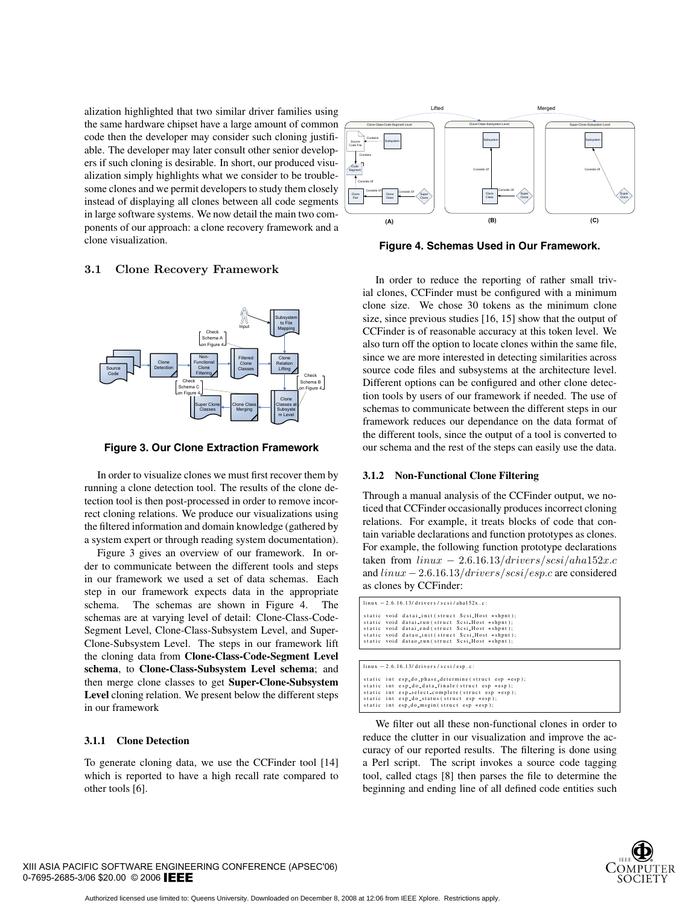alization highlighted that two similar driver families using the same hardware chipset have a large amount of common code then the developer may consider such cloning justifiable. The developer may later consult other senior developers if such cloning is desirable. In short, our produced visualization simply highlights what we consider to be troublesome clones and we permit developers to study them closely instead of displaying all clones between all code segments in large software systems. We now detail the main two components of our approach: a clone recovery framework and a clone visualization.

## 3.1 Clone Recovery Framework

**Figure 3. Our Clone Extraction Framework**

In order to visualize clones we must first recover them by running a clone detection tool. The results of the clone detection tool is then post-processed in order to remove incorrect cloning relations. We produce our visualizations using the filtered information and domain knowledge (gathered by a system expert or through reading system documentation).

Figure 3 gives an overview of our framework. In order to communicate between the different tools and steps in our framework we used a set of data schemas. Each step in our framework expects data in the appropriate schema. The schemas are shown in Figure 4. The schemas are at varying level of detail: Clone-Class-Code-Segment Level, Clone-Class-Subsystem Level, and Super-Clone-Subsystem Level. The steps in our framework lift the cloning data from **Clone-Class-Code-Segment Level schema**, to **Clone-Class-Subsystem Level schema**; and then merge clone classes to get **Super-Clone-Subsystem Level** cloning relation. We present below the different steps in our framework

### 3.1.1 Clone Detection

To generate cloning data, we use the CCFinder tool [14] which is reported to have a high recall rate compared to other tools [6].

**Figure 4. Schemas Used in Our Framework.**

In order to reduce the reporting of rather small trivial clones, CCFinder must be configured with a minimum clone size. We chose 30 tokens as the minimum clone size, since previous studies [16, 15] show that the output of CCFinder is of reasonable accuracy at this token level. We also turn off the option to locate clones within the same file, since we are more interested in detecting similarities across source code files and subsystems at the architecture level. Different options can be configured and other clone detection tools by users of our framework if needed. The use of schemas to communicate between the different steps in our framework reduces our dependance on the data format of the different tools, since the output of a tool is converted to our schema and the rest of the steps can easily use the data.

### 3.1.2 Non-Functional Clone Filtering

Through a manual analysis of the CCFinder output, we noticed that CCFinder occasionally produces incorrect cloning relations. For example, it treats blocks of code that contain variable declarations and function prototypes as clones. For example, the following function prototype declarations taken from $linux-2.6.16.13/drivers/scsi/aha152x.c$ and $linux-2.6.16.13/drivers/scsi/esp.c$ are considered as clones by CCFinder:

```
linux-2.6.16.13/drivers/scsi/aha152x.c:

static void datai_init(struct Scsi_Host *shpnt);
static void datai_run(struct Scsi_Host *shpnt);
static void datai_end(struct Scsi_Host *shpnt);
static void datao_init(struct Scsi_Host *shpnt);
static void datao_run(struct Scsi_Host *shpnt);
```

```
linux-2.6.16.13/drivers/scsi/esp.c:

static int esp_do_phase_determine(struct esp *esp);
static int esp_do_data_finale(struct esp *esp);
static int esp_select_complete(struct esp *esp);
static int esp_do_status(struct esp *esp);
static int esp_do_msgin(struct esp *esp);
```

We filter out all these non-functional clones in order to reduce the clutter in our visualization and improve the accuracy of our reported results. The filtering is done using a Perl script. The script invokes a source code tagging tool, called ctags [8] then parses the file to determine the beginning and ending line of all defined code entities such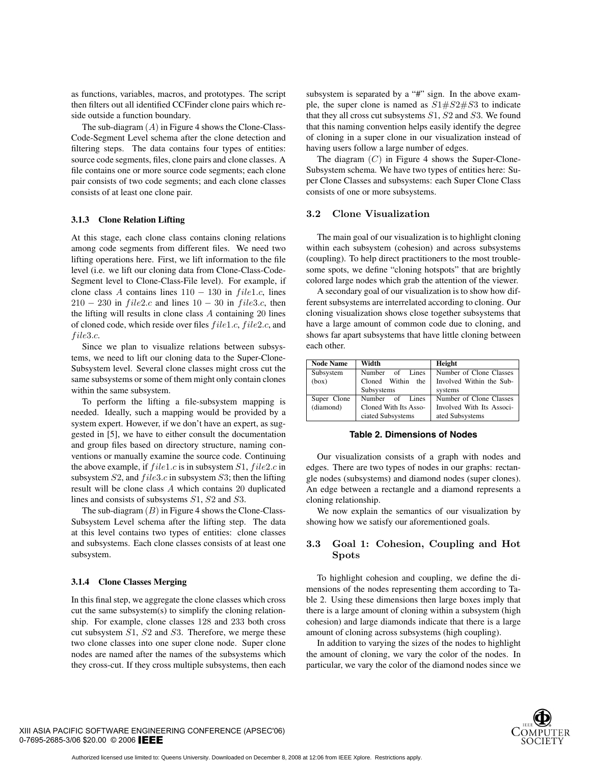as functions, variables, macros, and prototypes. The script then filters out all identified CCFinder clone pairs which reside outside a function boundary.

The sub-diagram $(A)$ in Figure 4 shows the Clone-Class-Code-Segment Level schema after the clone detection and filtering steps. The data contains four types of entities: source code segments, files, clone pairs and clone classes. A file contains one or more source code segments; each clone pair consists of two code segments; and each clone classes consists of at least one clone pair.

#### 3.1.3 Clone Relation Lifting

At this stage, each clone class contains cloning relations among code segments from different files. We need two lifting operations here. First, we lift information to the file level (i.e. we lift our cloning data from Clone-Class-Code-Segment level to Clone-Class-File level). For example, if clone class $A$ contains lines $110 - 130$ in $file1.c$, lines $210 - 230$ in $file2.c$ and lines $10 - 30$ in $file3.c$, then the lifting will results in clone class $A$ containing 20 lines of cloned code, which reside over files $file1.c$, $file2.c$, and $file3.c$.

Since we plan to visualize relations between subsystems, we need to lift our cloning data to the Super-Clone-Subsystem level. Several clone classes might cross cut the same subsystems or some of them might only contain clones within the same subsystem.

To perform the lifting a file-subsystem mapping is needed. Ideally, such a mapping would be provided by a system expert. However, if we don't have an expert, as suggested in [5], we have to either consult the documentation and group files based on directory structure, naming conventions or manually examine the source code. Continuing the above example, if $file1.c$ is in subsystem $S1$, $file2.c$ in subsystem $S2$, and $file3.c$ in subsystem $S3$; then the lifting result will be clone class $A$ which contains 20 duplicated lines and consists of subsystems $S1$, $S2$ and $S3$.

The sub-diagram $(B)$ in Figure 4 shows the Clone-Class-Subsystem Level schema after the lifting step. The data at this level contains two types of entities: clone classes and subsystems. Each clone classes consists of at least one subsystem.

#### 3.1.4 Clone Classes Merging

In this final step, we aggregate the clone classes which cross cut the same subsystem(s) to simplify the cloning relationship. For example, clone classes 128 and 233 both cross cut subsystem $S1$, $S2$ and $S3$. Therefore, we merge these two clone classes into one super clone node. Super clone nodes are named after the names of the subsystems which they cross-cut. If they cross multiple subsystems, then each subsystem is separated by a "#" sign. In the above example, the super clone is named as $S1\#S2\#S3$ to indicate that they all cross cut subsystems $S1$, $S2$ and $S3$. We found that this naming convention helps easily identify the degree of cloning in a super clone in our visualization instead of having users follow a large number of edges.

The diagram $(C)$ in Figure 4 shows the Super-Clone-Subsystem schema. We have two types of entities here: Super Clone Classes and subsystems: each Super Clone Class consists of one or more subsystems.

### 3.2 Clone Visualization

The main goal of our visualization is to highlight cloning within each subsystem (cohesion) and across subsystems (coupling). To help direct practitioners to the most troublesome spots, we define "cloning hotspots" that are brightly colored large nodes which grab the attention of the viewer.

A secondary goal of our visualization is to show how different subsystems are interrelated according to cloning. Our cloning visualization shows close together subsystems that have a large amount of common code due to cloning, and shows far apart subsystems that have little cloning between each other.

| Node Name | Width | Height |
|---|---|---|
| Subsystem (box) | Number of Lines Cloned Within the Subsystems | Number of Clone Classes Involved Within the Subsystems |
| Super Clone (diamond) | Number of Lines Cloned With Its Associated Subsystems | Number of Clone Classes Involved With Its Associated Subsystems |

**Table 2. Dimensions of Nodes**

Our visualization consists of a graph with nodes and edges. There are two types of nodes in our graphs: rectangle nodes (subsystems) and diamond nodes (super clones). An edge between a rectangle and a diamond represents a cloning relationship.

We now explain the semantics of our visualization by showing how we satisfy our aforementioned goals.

### 3.3 Goal 1: Cohesion, Coupling and Hot Spots

To highlight cohesion and coupling, we define the dimensions of the nodes representing them according to Table 2. Using these dimensions then large boxes imply that there is a large amount of cloning within a subsystem (high cohesion) and large diamonds indicate that there is a large amount of cloning across subsystems (high coupling).

In addition to varying the sizes of the nodes to highlight the amount of cloning, we vary the color of the nodes. In particular, we vary the color of the diamond nodes since we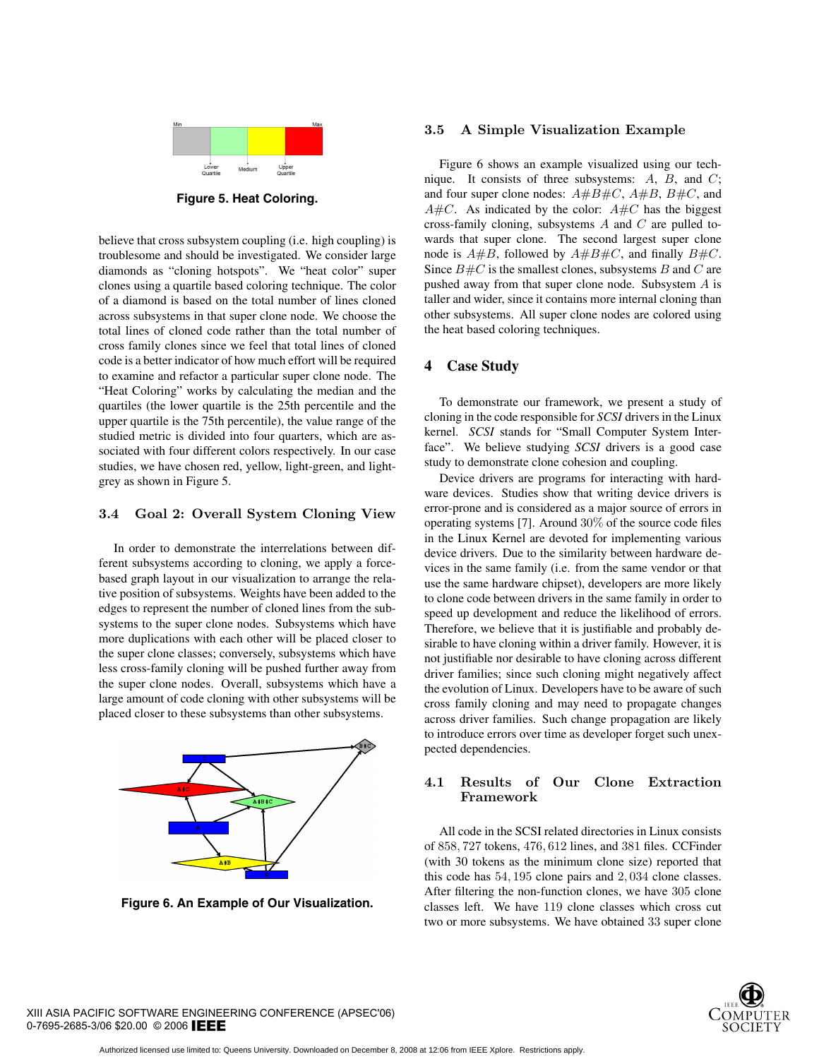Min

Max

Lower Quartile

Medium

Upper Quartile

Figure 5. Heat Coloring.

believe that cross subsystem coupling (i.e. high coupling) is troublesome and should be investigated. We consider large diamonds as “cloning hotspots”. We “heat color” super clones using a quartile based coloring technique. The color of a diamond is based on the total number of lines cloned across subsystems in that super clone node. We choose the total lines of cloned code rather than the total number of cross family clones since we feel that total lines of cloned code is a better indicator of how much effort will be required to examine and refactor a particular super clone node. The “Heat Coloring” works by calculating the median and the quartiles (the lower quartile is the 25th percentile and the upper quartile is the 75th percentile), the value range of the studied metric is divided into four quarters, which are associated with four different colors respectively. In our case studies, we have chosen red, yellow, light-green, and light-grey as shown in Figure 5.

### 3.4 Goal 2: Overall System Cloning View

In order to demonstrate the interrelations between different subsystems according to cloning, we apply a force-based graph layout in our visualization to arrange the relative position of subsystems. Weights have been added to the edges to represent the number of cloned lines from the subsystems to the super clone nodes. Subsystems which have more duplications with each other will be placed closer to the super clone classes; conversely, subsystems which have less cross-family cloning will be pushed further away from the super clone nodes. Overall, subsystems which have a large amount of code cloning with other subsystems will be placed closer to these subsystems than other subsystems.

C

B#C

A#C

A#B#C

A

A#B

B

Figure 6. An Example of Our Visualization.

### 3.5 A Simple Visualization Example

Figure 6 shows an example visualized using our technique. It consists of three subsystems: $A$, $B$, and $C$; and four super clone nodes: $A\#B\#C$, $A\#B$, $B\#C$, and $A\#C$. As indicated by the color: $A\#C$ has the biggest cross-family cloning, subsystems $A$ and $C$ are pulled towards that super clone. The second largest super clone node is $A\#B$, followed by $A\#B\#C$, and finally $B\#C$. Since $B\#C$ is the smallest clones, subsystems $B$ and $C$ are pushed away from that super clone node. Subsystem $A$ is taller and wider, since it contains more internal cloning than other subsystems. All super clone nodes are colored using the heat based coloring techniques.

## 4 Case Study

To demonstrate our framework, we present a study of cloning in the code responsible for ***SCSI*** drivers in the Linux kernel. ***SCSI*** stands for “Small Computer System Interface”. We believe studying ***SCSI*** drivers is a good case study to demonstrate clone cohesion and coupling.

Device drivers are programs for interacting with hardware devices. Studies show that writing device drivers is error-prone and is considered as a major source of errors in operating systems [7]. Around $30\%$ of the source code files in the Linux Kernel are devoted for implementing various device drivers. Due to the similarity between hardware devices in the same family (i.e. from the same vendor or that use the same hardware chipset), developers are more likely to clone code between drivers in the same family in order to speed up development and reduce the likelihood of errors. Therefore, we believe that it is justifiable and probably desirable to have cloning within a driver family. However, it is not justifiable nor desirable to have cloning across different driver families; since such cloning might negatively affect the evolution of Linux. Developers have to be aware of such cross family cloning and may need to propagate changes across driver families. Such change propagation are likely to introduce errors over time as developer forget such unexpected dependencies.

### 4.1 Results of Our Clone Extraction Framework

All code in the SCSI related directories in Linux consists of $858,727$ tokens, $476,612$ lines, and $381$ files. CCFinder (with 30 tokens as the minimum clone size) reported that this code has $54,195$ clone pairs and $2,034$ clone classes. After filtering the non-function clones, we have $305$ clone classes left. We have $119$ clone classes which cross cut two or more subsystems. We have obtained $33$ super clone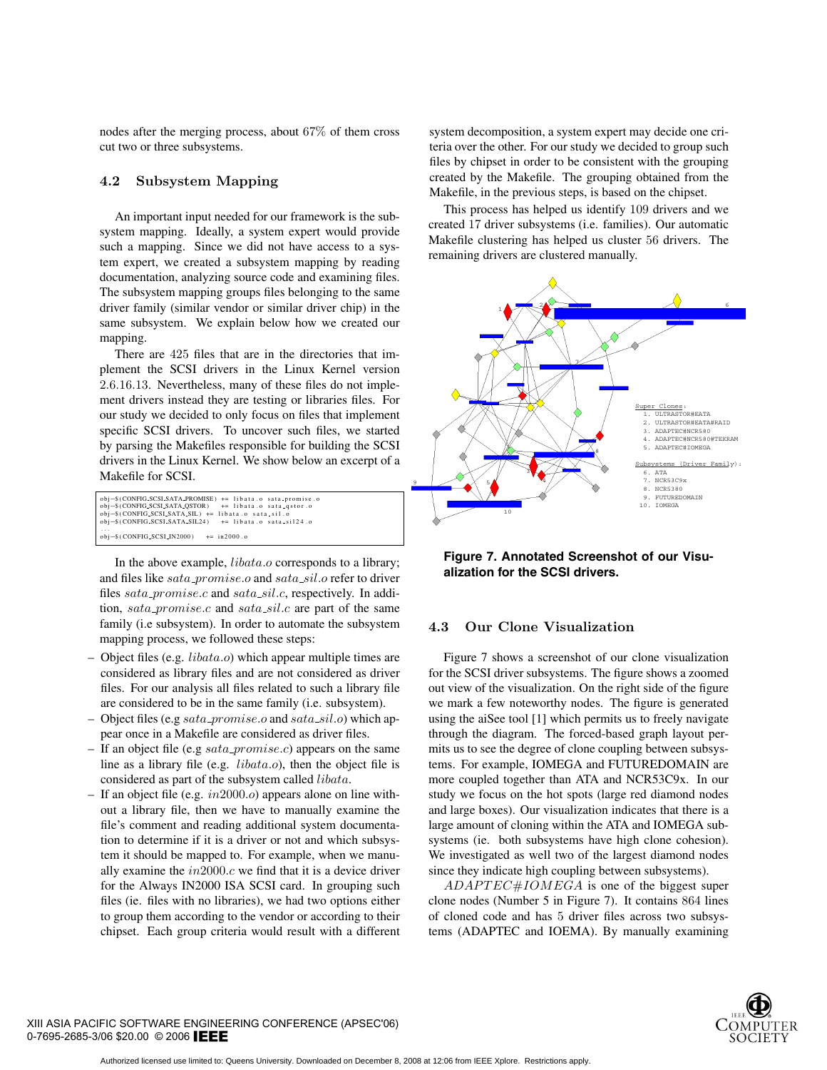nodes after the merging process, about 67% of them cross cut two or three subsystems.

### 4.2 Subsystem Mapping

An important input needed for our framework is the subsystem mapping. Ideally, a system expert would provide such a mapping. Since we did not have access to a system expert, we created a subsystem mapping by reading documentation, analyzing source code and examining files. The subsystem mapping groups files belonging to the same driver family (similar vendor or similar driver chip) in the same subsystem. We explain below how we created our mapping.

There are 425 files that are in the directories that implement the SCSI drivers in the Linux Kernel version 2.6.16.13. Nevertheless, many of these files do not implement drivers instead they are testing or libraries files. For our study we decided to only focus on files that implement specific SCSI drivers. To uncover such files, we started by parsing the Makefiles responsible for building the SCSI drivers in the Linux Kernel. We show below an excerpt of a Makefile for SCSI.

```
obj-$(CONFIG_SCSI_SATA_PROMISE) += libata.o sata_promise.o
obj-$(CONFIG_SCSI_SATA_QSTOR)    += libata.o sata_qstor.o
obj-$(CONFIG_SCSI_SATA_SIL) += libata.o sata_sil.o
obj-$(CONFIG_SCSI_SATA_SIL24)    += libata.o sata_sil24.o
...
obj-$(CONFIG_SCSI_IN2000)    += in2000.o
```

In the above example, *libata.o* corresponds to a library; and files like *sata_promise.o* and *sata_sil.o* refer to driver files *sata_promise.c* and *sata_sil.c*, respectively. In addition, *sata_promise.c* and *sata_sil.c* are part of the same family (i.e subsystem). In order to automate the subsystem mapping process, we followed these steps:

- Object files (e.g. *libata.o*) which appear multiple times are considered as library files and are not considered as driver files. For our analysis all files related to such a library file are considered to be in the same family (i.e. subsystem).
- Object files (e.g *sata_promise.o* and *sata_sil.o*) which appear once in a Makefile are considered as driver files.
- If an object file (e.g *sata_promise.c*) appears on the same line as a library file (e.g. *libata.o*), then the object file is considered as part of the subsystem called *libata*.
- If an object file (e.g. *in2000.o*) appears alone on line without a library file, then we have to manually examine the file's comment and reading additional system documentation to determine if it is a driver or not and which subsystem it should be mapped to. For example, when we manually examine the *in2000.c* we find that it is a device driver for the Always IN2000 ISA SCSI card. In grouping such files (ie. files with no libraries), we had two options either to group them according to the vendor or according to their chipset. Each group criteria would result with a different system decomposition, a system expert may decide one criteria over the other. For our study we decided to group such files by chipset in order to be consistent with the grouping created by the Makefile. The grouping obtained from the Makefile, in the previous steps, is based on the chipset.

This process has helped us identify 109 drivers and we created 17 driver subsystems (i.e. families). Our automatic Makefile clustering has helped us cluster 56 drivers. The remaining drivers are clustered manually.

Super Clones:
1. ULTRASTOR#EATA
2. ULTRASTOR#EATA#RAID
3. ADAPTEC#NCR580
4. ADAPTEC#NCR580#TEKRAM
5. ADAPTEC#IOMEGA

Subsystems (Driver Family):
6. ATA
7. NCR53C9x
8. NCR5380
9. FUTUREDOMAIN
10. IOMEGA

**Figure 7. Annotated Screenshot of our Visualization for the SCSI drivers.**

### 4.3 Our Clone Visualization

Figure 7 shows a screenshot of our clone visualization for the SCSI driver subsystems. The figure shows a zoomed out view of the visualization. On the right side of the figure we mark a few noteworthy nodes. The figure is generated using the aiSee tool [1] which permits us to freely navigate through the diagram. The forced-based graph layout permits us to see the degree of clone coupling between subsystems. For example, IOMEGA and FUTUREDOMAIN are more coupled together than ATA and NCR53C9x. In our study we focus on the hot spots (large red diamond nodes and large boxes). Our visualization indicates that there is a large amount of cloning within the ATA and IOMEGA subsystems (ie. both subsystems have high clone cohesion). We investigated as well two of the largest diamond nodes since they indicate high coupling between subsystems).

*ADAPTEC#IOMEGA* is one of the biggest super clone nodes (Number 5 in Figure 7). It contains 864 lines of cloned code and has 5 driver files across two subsystems (ADAPTEC and IOEMA). By manually examining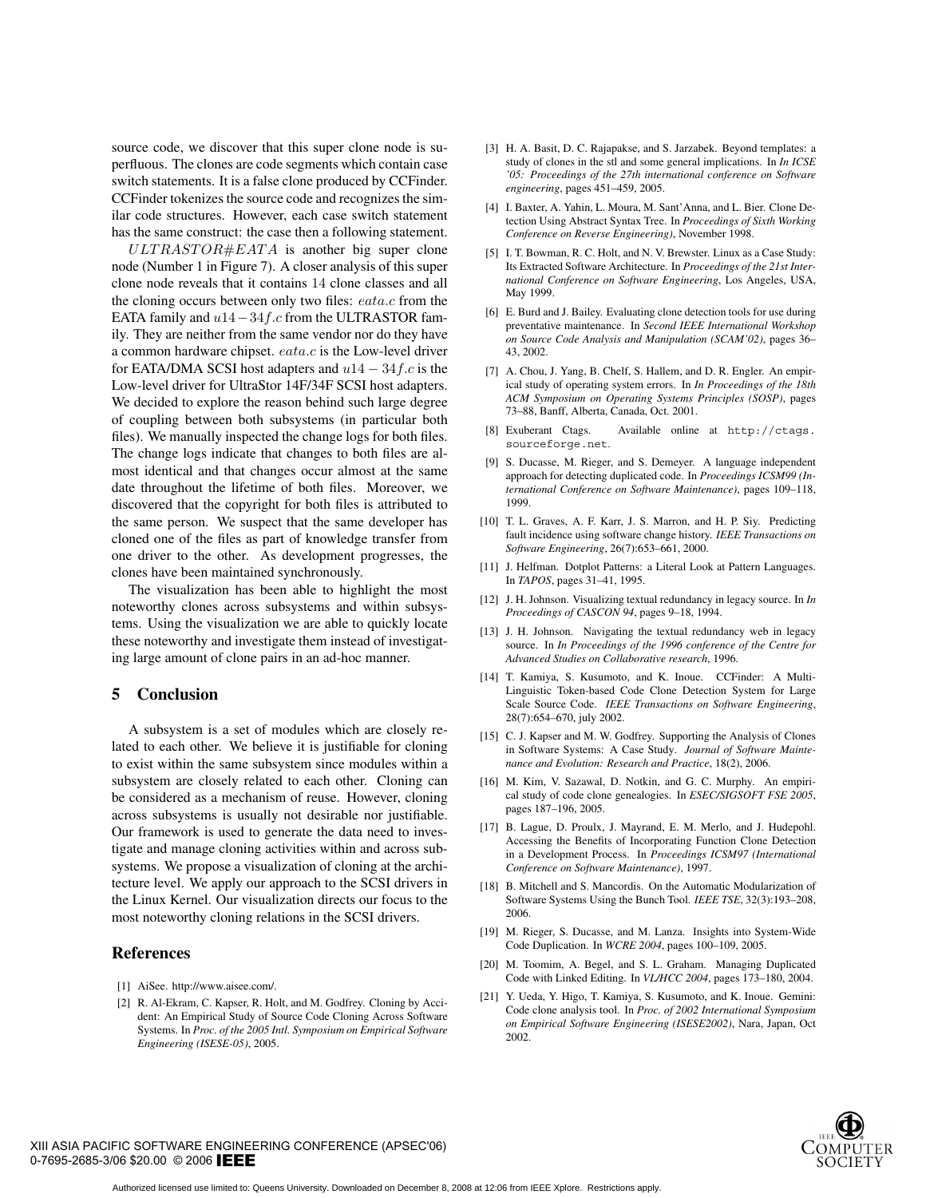source code, we discover that this super clone node is superfluous. The clones are code segments which contain case switch statements. It is a false clone produced by CCFinder. CCFinder tokenizes the source code and recognizes the similar code structures. However, each case switch statement has the same construct: the case then a following statement.

$ULTRASTOR\#EATA$ is another big super clone node (Number 1 in Figure 7). A closer analysis of this super clone node reveals that it contains 14 clone classes and all the cloning occurs between only two files: $eata.c$ from the EATA family and $u14-34f.c$ from the ULTRASTOR family. They are neither from the same vendor nor do they have a common hardware chipset. $eata.c$ is the Low-level driver for EATA/DMA SCSI host adapters and $u14-34f.c$ is the Low-level driver for UltraStor 14F/34F SCSI host adapters. We decided to explore the reason behind such large degree of coupling between both subsystems (in particular both files). We manually inspected the change logs for both files. The change logs indicate that changes to both files are almost identical and that changes occur almost at the same date throughout the lifetime of both files. Moreover, we discovered that the copyright for both files is attributed to the same person. We suspect that the same developer has cloned one of the files as part of knowledge transfer from one driver to the other. As development progresses, the clones have been maintained synchronously.

The visualization has been able to highlight the most noteworthy clones across subsystems and within subsystems. Using the visualization we are able to quickly locate these noteworthy and investigate them instead of investigating large amount of clone pairs in an ad-hoc manner.

## 5 Conclusion

A subsystem is a set of modules which are closely related to each other. We believe it is justifiable for cloning to exist within the same subsystem since modules within a subsystem are closely related to each other. Cloning can be considered as a mechanism of reuse. However, cloning across subsystems is usually not desirable nor justifiable. Our framework is used to generate the data need to investigate and manage cloning activities within and across subsystems. We propose a visualization of cloning at the architecture level. We apply our approach to the SCSI drivers in the Linux Kernel. Our visualization directs our focus to the most noteworthy cloning relations in the SCSI drivers.

## References

[1] AiSee. http://www.aisee.com/.

[2] R. Al-Ekram, C. Kapser, R. Holt, and M. Godfrey. Cloning by Accident: An Empirical Study of Source Code Cloning Across Software Systems. In *Proc. of the 2005 Intl. Symposium on Empirical Software Engineering (ISESE-05)*, 2005.

[3] H. A. Basit, D. C. Rajapakse, and S. Jarzabek. Beyond templates: a study of clones in the stl and some general implications. In *In ICSE '05: Proceedings of the 27th international conference on Software engineering*, pages 451–459, 2005.

[4] I. Baxter, A. Yahin, L. Moura, M. Sant'Anna, and L. Bier. Clone Detection Using Abstract Syntax Tree. In *Proceedings of Sixth Working Conference on Reverse Engineering)*, November 1998.

[5] I. T. Bowman, R. C. Holt, and N. V. Brewster. Linux as a Case Study: Its Extracted Software Architecture. In *Proceedings of the 21st International Conference on Software Engineering*, Los Angeles, USA, May 1999.

[6] E. Burd and J. Bailey. Evaluating clone detection tools for use during preventative maintenance. In *Second IEEE International Workshop on Source Code Analysis and Manipulation (SCAM'02)*, pages 36–43, 2002.

[7] A. Chou, J. Yang, B. Chelf, S. Hallem, and D. R. Engler. An empirical study of operating system errors. In *In Proceedings of the 18th ACM Symposium on Operating Systems Principles (SOSP)*, pages 73–88, Banff, Alberta, Canada, Oct. 2001.

[8] Exuberant Ctags. Available online at http://ctags.sourceforge.net.

[9] S. Ducasse, M. Rieger, and S. Demeyer. A language independent approach for detecting duplicated code. In *Proceedings ICSM99 (International Conference on Software Maintenance)*, pages 109–118, 1999.

[10] T. L. Graves, A. F. Karr, J. S. Marron, and H. P. Siy. Predicting fault incidence using software change history. *IEEE Transactions on Software Engineering*, 26(7):653–661, 2000.

[11] J. Helfman. Dotplot Patterns: a Literal Look at Pattern Languages. In *TAPOS*, pages 31–41, 1995.

[12] J. H. Johnson. Visualizing textual redundancy in legacy source. In *In Proceedings of CASCON 94*, pages 9–18, 1994.

[13] J. H. Johnson. Navigating the textual redundancy web in legacy source. In *In Proceedings of the 1996 conference of the Centre for Advanced Studies on Collaborative research*, 1996.

[14] T. Kamiya, S. Kusumoto, and K. Inoue. CCFinder: A Multi-Linguistic Token-based Code Clone Detection System for Large Scale Source Code. *IEEE Transactions on Software Engineering*, 28(7):654–670, july 2002.

[15] C. J. Kapser and M. W. Godfrey. Supporting the Analysis of Clones in Software Systems: A Case Study. *Journal of Software Maintenance and Evolution: Research and Practice*, 18(2), 2006.

[16] M. Kim, V. Sazawal, D. Notkin, and G. C. Murphy. An empirical study of code clone genealogies. In *ESEC/SIGSOFT FSE 2005*, pages 187–196, 2005.

[17] B. Lague, D. Proulx, J. Mayrand, E. M. Merlo, and J. Hudepohl. Accessing the Benefits of Incorporating Function Clone Detection in a Development Process. In *Proceedings ICSM97 (International Conference on Software Maintenance)*, 1997.

[18] B. Mitchell and S. Mancordis. On the Automatic Modularization of Software Systems Using the Bunch Tool. *IEEE TSE*, 32(3):193–208, 2006.

[19] M. Rieger, S. Ducasse, and M. Lanza. Insights into System-Wide Code Duplication. In *WCRE 2004*, pages 100–109, 2005.

[20] M. Toomim, A. Begel, and S. L. Graham. Managing Duplicated Code with Linked Editing. In *VL/HCC 2004*, pages 173–180, 2004.

[21] Y. Ueda, Y. Higo, T. Kamiya, S. Kusumoto, and K. Inoue. Gemini: Code clone analysis tool. In *Proc. of 2002 International Symposium on Empirical Software Engineering (ISESE2002)*, Nara, Japan, Oct 2002.